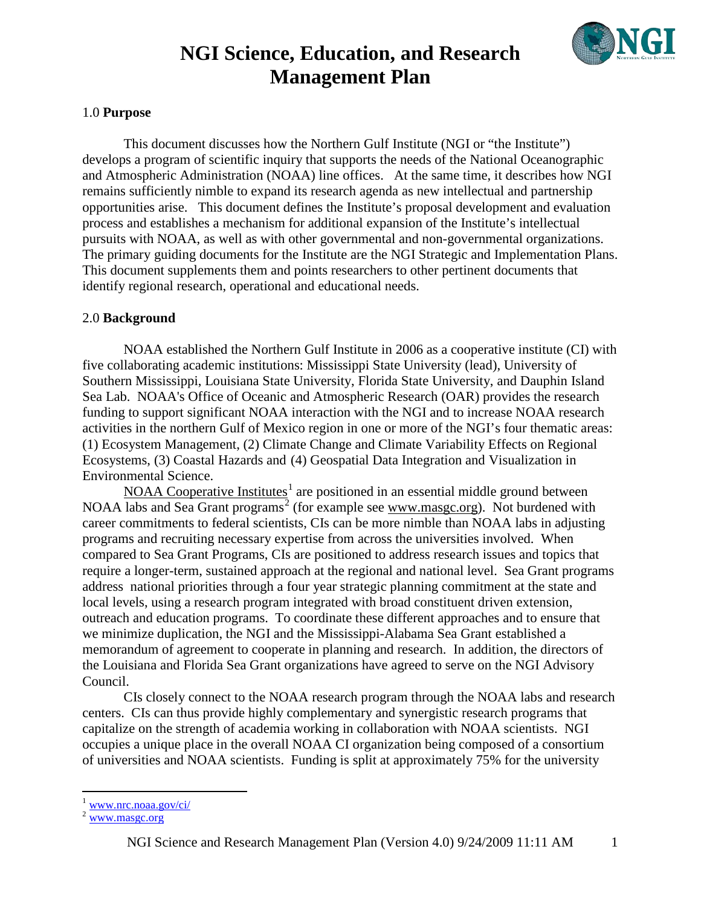# NGI Science, Education, and Research Management Plan

## 1.0 Purpose

This document discusses how the Northern Gulf Institute (NGI or "the Institute") develops a program of scientific inquiry that supports the needs of the National Oceanographic and Atmospheric Administration (NOAA) line offices. At the same time, it describes how NGI remains sufficiently nimble to expand its research agenda as new intellectual and partnership opportunities arise. This document defines the Institute's proposal development and evaluation process and establishes a mechanism for additional expansion of the Institute's intellectual pursuits with NOAA, as well as with other governmental and non-governmental organizations. The primary guiding documents for the Institute are the NGI Strategic and Implementation Plans. This document supplements them and points researchers to other pertinent documents that identify regional research, operational and educational needs.

## 2.0 Background

NOAA established the Northern Gulf Institute in 2006 as a cooperative institute (CI) with five collaborating academic institutions: Mississippi State University (lead), University of Southern Mississippi, Louisiana State University, Florida State University, and Dauphin Island Sea Lab. NOAA's Office of Oceanic and Atmospheric Research (OAR) provides the research funding to support significant NOAA interaction with the NGI and to increase NOAA research activities in the northern Gulf of Mexico region in one or more of the NGI's four thematic areas: (1) Ecosystem Management, (2) Climate Change and Climate Variability Effects on Regional Ecosystems, (3) Coastal Hazards and (4) Geospatial Data Integration and Visualization in Environmental Science.

NOAA Cooperative Institutes[1] are positioned in an essential middle ground between NOAA labs and Sea Grant programs[2] (for example see www.masgc.org). Not burdened with career commitments to federal scientists, CIs can be more nimble than NOAA labs in adjusting programs and recruiting necessary expertise from across the universities involved. When compared to Sea Grant Programs, CIs are positioned to address research issues and topics that require a longer-term, sustained approach at the regional and national level. Sea Grant programs address national priorities through a four year strategic planning commitment at the state and local levels, using a research program integrated with broad constituent driven extension, outreach and education programs. To coordinate these different approaches and to ensure that we minimize duplication, the NGI and the Mississippi-Alabama Sea Grant established a memorandum of agreement to cooperate in planning and research. In addition, the directors of the Louisiana and Florida Sea Grant organizations have agreed to serve on the NGI Advisory Council.

CIs closely connect to the NOAA research program through the NOAA labs and research centers. CIs can thus provide highly complementary and synergistic research programs that capitalize on the strength of academia working in collaboration with NOAA scientists. NGI occupies a unique place in the overall NOAA CI organization being composed of a consortium of universities and NOAA scientists. Funding is split at approximately 75% for the university

---

[1] www.nrc.noaa.gov/ci/

[2] www.masgc.org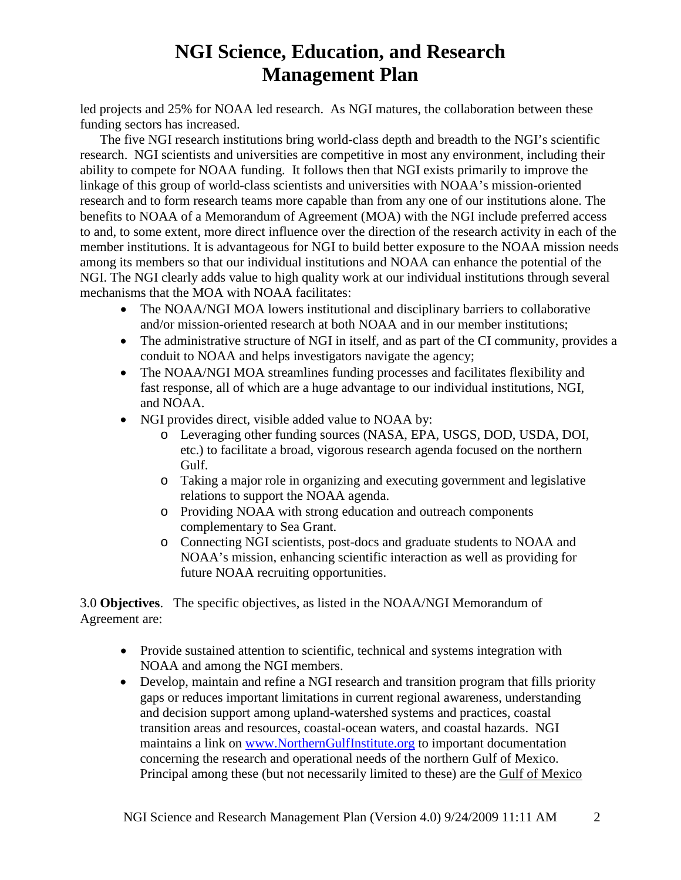led projects and 25% for NOAA led research. As NGI matures, the collaboration between these funding sectors has increased.

The five NGI research institutions bring world-class depth and breadth to the NGI's scientific research. NGI scientists and universities are competitive in most any environment, including their ability to compete for NOAA funding. It follows then that NGI exists primarily to improve the linkage of this group of world-class scientists and universities with NOAA's mission-oriented research and to form research teams more capable than from any one of our institutions alone. The benefits to NOAA of a Memorandum of Agreement (MOA) with the NGI include preferred access to and, to some extent, more direct influence over the direction of the research activity in each of the member institutions. It is advantageous for NGI to build better exposure to the NOAA mission needs among its members so that our individual institutions and NOAA can enhance the potential of the NGI. The NGI clearly adds value to high quality work at our individual institutions through several mechanisms that the MOA with NOAA facilitates:

- The NOAA/NGI MOA lowers institutional and disciplinary barriers to collaborative and/or mission-oriented research at both NOAA and in our member institutions;
- The administrative structure of NGI in itself, and as part of the CI community, provides a conduit to NOAA and helps investigators navigate the agency;
- The NOAA/NGI MOA streamlines funding processes and facilitates flexibility and fast response, all of which are a huge advantage to our individual institutions, NGI, and NOAA.
- NGI provides direct, visible added value to NOAA by:
  - Leveraging other funding sources (NASA, EPA, USGS, DOD, USDA, DOI, etc.) to facilitate a broad, vigorous research agenda focused on the northern Gulf.
  - Taking a major role in organizing and executing government and legislative relations to support the NOAA agenda.
  - Providing NOAA with strong education and outreach components complementary to Sea Grant.
  - Connecting NGI scientists, post-docs and graduate students to NOAA and NOAA's mission, enhancing scientific interaction as well as providing for future NOAA recruiting opportunities.

3.0 **Objectives**. The specific objectives, as listed in the NOAA/NGI Memorandum of Agreement are:

- Provide sustained attention to scientific, technical and systems integration with NOAA and among the NGI members.
- Develop, maintain and refine a NGI research and transition program that fills priority gaps or reduces important limitations in current regional awareness, understanding and decision support among upland-watershed systems and practices, coastal transition areas and resources, coastal-ocean waters, and coastal hazards. NGI maintains a link on [www.NorthernGulfInstitute.org](http://www.NorthernGulfInstitute.org) to important documentation concerning the research and operational needs of the northern Gulf of Mexico. Principal among these (but not necessarily limited to these) are the Gulf of Mexico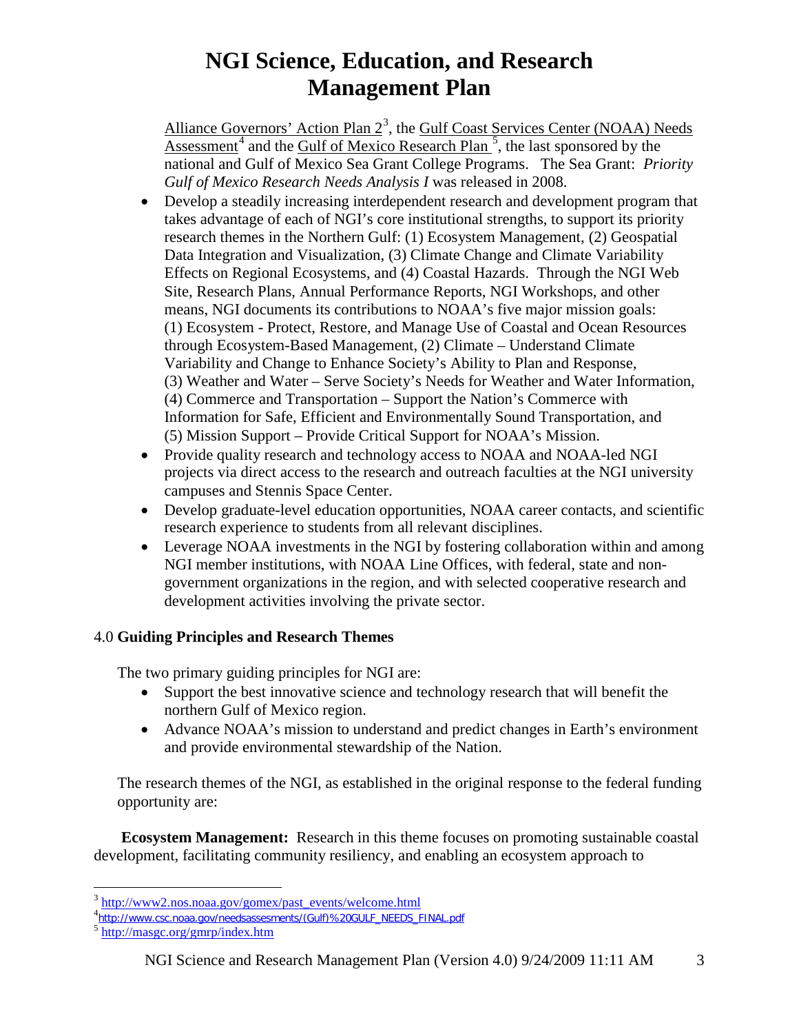Alliance Governors' Action Plan 2[3], the Gulf Coast Services Center (NOAA) Needs Assessment[4] and the Gulf of Mexico Research Plan [5], the last sponsored by the national and Gulf of Mexico Sea Grant College Programs. The Sea Grant: *Priority Gulf of Mexico Research Needs Analysis I* was released in 2008.

- Develop a steadily increasing interdependent research and development program that takes advantage of each of NGI's core institutional strengths, to support its priority research themes in the Northern Gulf: (1) Ecosystem Management, (2) Geospatial Data Integration and Visualization, (3) Climate Change and Climate Variability Effects on Regional Ecosystems, and (4) Coastal Hazards. Through the NGI Web Site, Research Plans, Annual Performance Reports, NGI Workshops, and other means, NGI documents its contributions to NOAA's five major mission goals: (1) Ecosystem - Protect, Restore, and Manage Use of Coastal and Ocean Resources through Ecosystem-Based Management, (2) Climate – Understand Climate Variability and Change to Enhance Society's Ability to Plan and Response, (3) Weather and Water – Serve Society's Needs for Weather and Water Information, (4) Commerce and Transportation – Support the Nation's Commerce with Information for Safe, Efficient and Environmentally Sound Transportation, and (5) Mission Support – Provide Critical Support for NOAA's Mission.
- Provide quality research and technology access to NOAA and NOAA-led NGI projects via direct access to the research and outreach faculties at the NGI university campuses and Stennis Space Center.
- Develop graduate-level education opportunities, NOAA career contacts, and scientific research experience to students from all relevant disciplines.
- Leverage NOAA investments in the NGI by fostering collaboration within and among NGI member institutions, with NOAA Line Offices, with federal, state and non-government organizations in the region, and with selected cooperative research and development activities involving the private sector.

## 4.0 Guiding Principles and Research Themes

The two primary guiding principles for NGI are:

- Support the best innovative science and technology research that will benefit the northern Gulf of Mexico region.
- Advance NOAA's mission to understand and predict changes in Earth's environment and provide environmental stewardship of the Nation.

The research themes of the NGI, as established in the original response to the federal funding opportunity are:

**Ecosystem Management:** Research in this theme focuses on promoting sustainable coastal development, facilitating community resiliency, and enabling an ecosystem approach to

---

[3] http://www2.nos.noaa.gov/gomex/past_events/welcome.html

[4] http://www.csc.noaa.gov/needsassesments/(Gulf)%20GULF_NEEDS_FINAL.pdf

[5] http://masgc.org/gmrp/index.htm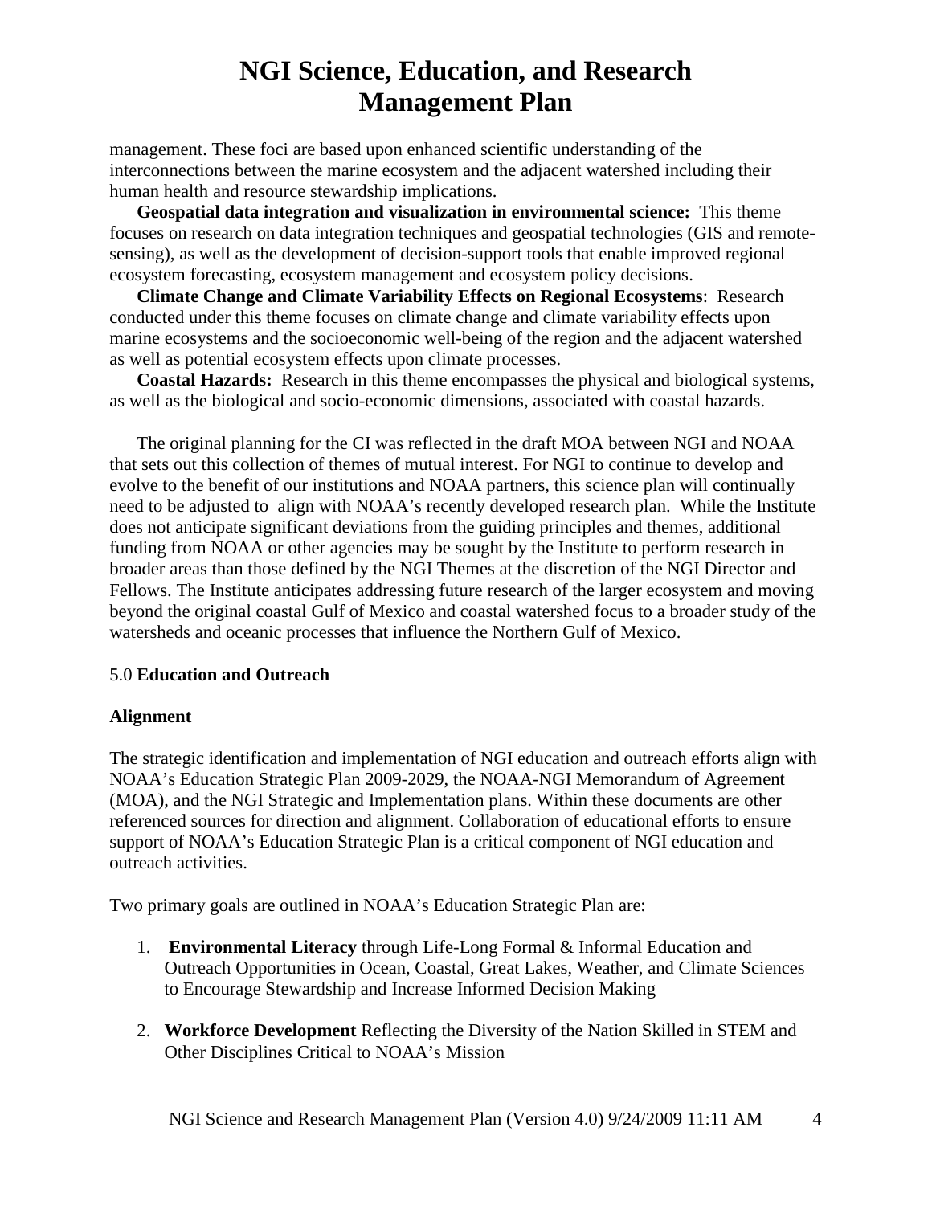management. These foci are based upon enhanced scientific understanding of the interconnections between the marine ecosystem and the adjacent watershed including their human health and resource stewardship implications.

**Geospatial data integration and visualization in environmental science:** This theme focuses on research on data integration techniques and geospatial technologies (GIS and remote-sensing), as well as the development of decision-support tools that enable improved regional ecosystem forecasting, ecosystem management and ecosystem policy decisions.

**Climate Change and Climate Variability Effects on Regional Ecosystems**: Research conducted under this theme focuses on climate change and climate variability effects upon marine ecosystems and the socioeconomic well-being of the region and the adjacent watershed as well as potential ecosystem effects upon climate processes.

**Coastal Hazards:** Research in this theme encompasses the physical and biological systems, as well as the biological and socio-economic dimensions, associated with coastal hazards.

The original planning for the CI was reflected in the draft MOA between NGI and NOAA that sets out this collection of themes of mutual interest. For NGI to continue to develop and evolve to the benefit of our institutions and NOAA partners, this science plan will continually need to be adjusted to align with NOAA's recently developed research plan. While the Institute does not anticipate significant deviations from the guiding principles and themes, additional funding from NOAA or other agencies may be sought by the Institute to perform research in broader areas than those defined by the NGI Themes at the discretion of the NGI Director and Fellows. The Institute anticipates addressing future research of the larger ecosystem and moving beyond the original coastal Gulf of Mexico and coastal watershed focus to a broader study of the watersheds and oceanic processes that influence the Northern Gulf of Mexico.

## 5.0 **Education and Outreach**

### Alignment

The strategic identification and implementation of NGI education and outreach efforts align with NOAA's Education Strategic Plan 2009-2029, the NOAA-NGI Memorandum of Agreement (MOA), and the NGI Strategic and Implementation plans. Within these documents are other referenced sources for direction and alignment. Collaboration of educational efforts to ensure support of NOAA's Education Strategic Plan is a critical component of NGI education and outreach activities.

Two primary goals are outlined in NOAA's Education Strategic Plan are:

1. **Environmental Literacy** through Life-Long Formal & Informal Education and Outreach Opportunities in Ocean, Coastal, Great Lakes, Weather, and Climate Sciences to Encourage Stewardship and Increase Informed Decision Making
2. **Workforce Development** Reflecting the Diversity of the Nation Skilled in STEM and Other Disciplines Critical to NOAA's Mission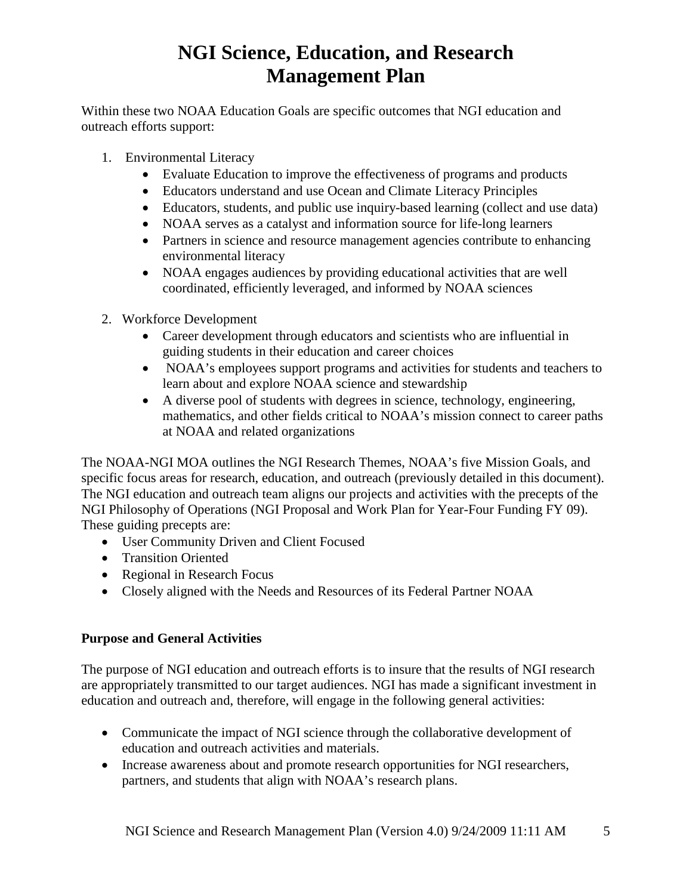# NGI Science, Education, and Research Management Plan

Within these two NOAA Education Goals are specific outcomes that NGI education and outreach efforts support:

1. Environmental Literacy
   - Evaluate Education to improve the effectiveness of programs and products
   - Educators understand and use Ocean and Climate Literacy Principles
   - Educators, students, and public use inquiry-based learning (collect and use data)
   - NOAA serves as a catalyst and information source for life-long learners
   - Partners in science and resource management agencies contribute to enhancing environmental literacy
   - NOAA engages audiences by providing educational activities that are well coordinated, efficiently leveraged, and informed by NOAA sciences

2. Workforce Development
   - Career development through educators and scientists who are influential in guiding students in their education and career choices
   - NOAA's employees support programs and activities for students and teachers to learn about and explore NOAA science and stewardship
   - A diverse pool of students with degrees in science, technology, engineering, mathematics, and other fields critical to NOAA's mission connect to career paths at NOAA and related organizations

The NOAA-NGI MOA outlines the NGI Research Themes, NOAA's five Mission Goals, and specific focus areas for research, education, and outreach (previously detailed in this document). The NGI education and outreach team aligns our projects and activities with the precepts of the NGI Philosophy of Operations (NGI Proposal and Work Plan for Year-Four Funding FY 09). These guiding precepts are:

- User Community Driven and Client Focused
- Transition Oriented
- Regional in Research Focus
- Closely aligned with the Needs and Resources of its Federal Partner NOAA

**Purpose and General Activities**

The purpose of NGI education and outreach efforts is to insure that the results of NGI research are appropriately transmitted to our target audiences. NGI has made a significant investment in education and outreach and, therefore, will engage in the following general activities:

- Communicate the impact of NGI science through the collaborative development of education and outreach activities and materials.
- Increase awareness about and promote research opportunities for NGI researchers, partners, and students that align with NOAA's research plans.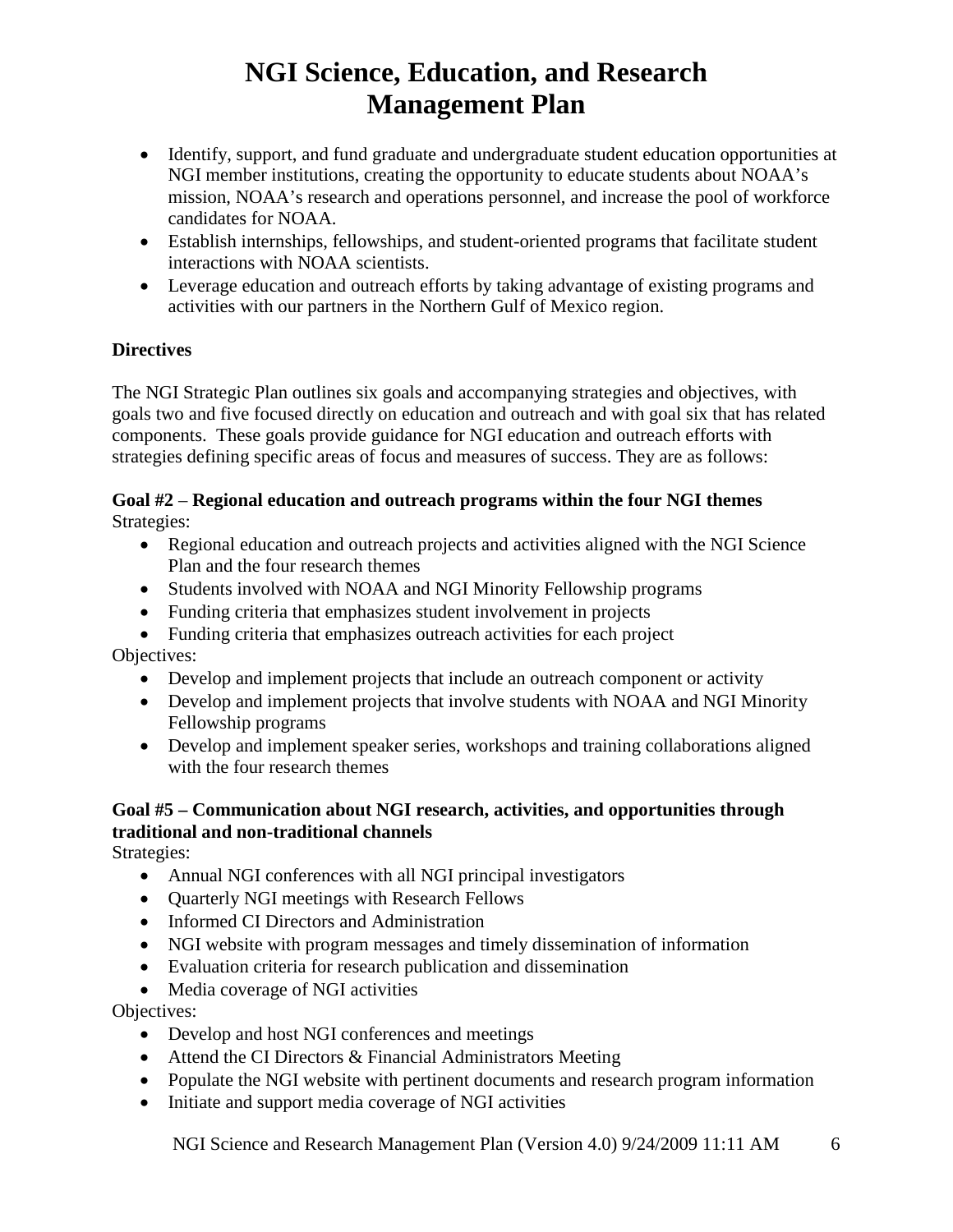- Identify, support, and fund graduate and undergraduate student education opportunities at NGI member institutions, creating the opportunity to educate students about NOAA's mission, NOAA's research and operations personnel, and increase the pool of workforce candidates for NOAA.
- Establish internships, fellowships, and student-oriented programs that facilitate student interactions with NOAA scientists.
- Leverage education and outreach efforts by taking advantage of existing programs and activities with our partners in the Northern Gulf of Mexico region.

**Directives**

The NGI Strategic Plan outlines six goals and accompanying strategies and objectives, with goals two and five focused directly on education and outreach and with goal six that has related components. These goals provide guidance for NGI education and outreach efforts with strategies defining specific areas of focus and measures of success. They are as follows:

**Goal #2** – **Regional education and outreach programs within the four NGI themes**
Strategies:

- Regional education and outreach projects and activities aligned with the NGI Science Plan and the four research themes
- Students involved with NOAA and NGI Minority Fellowship programs
- Funding criteria that emphasizes student involvement in projects
- Funding criteria that emphasizes outreach activities for each project

Objectives:

- Develop and implement projects that include an outreach component or activity
- Develop and implement projects that involve students with NOAA and NGI Minority Fellowship programs
- Develop and implement speaker series, workshops and training collaborations aligned with the four research themes

**Goal #5 – Communication about NGI research, activities, and opportunities through traditional and non-traditional channels**
Strategies:

- Annual NGI conferences with all NGI principal investigators
- Quarterly NGI meetings with Research Fellows
- Informed CI Directors and Administration
- NGI website with program messages and timely dissemination of information
- Evaluation criteria for research publication and dissemination
- Media coverage of NGI activities

Objectives:

- Develop and host NGI conferences and meetings
- Attend the CI Directors & Financial Administrators Meeting
- Populate the NGI website with pertinent documents and research program information
- Initiate and support media coverage of NGI activities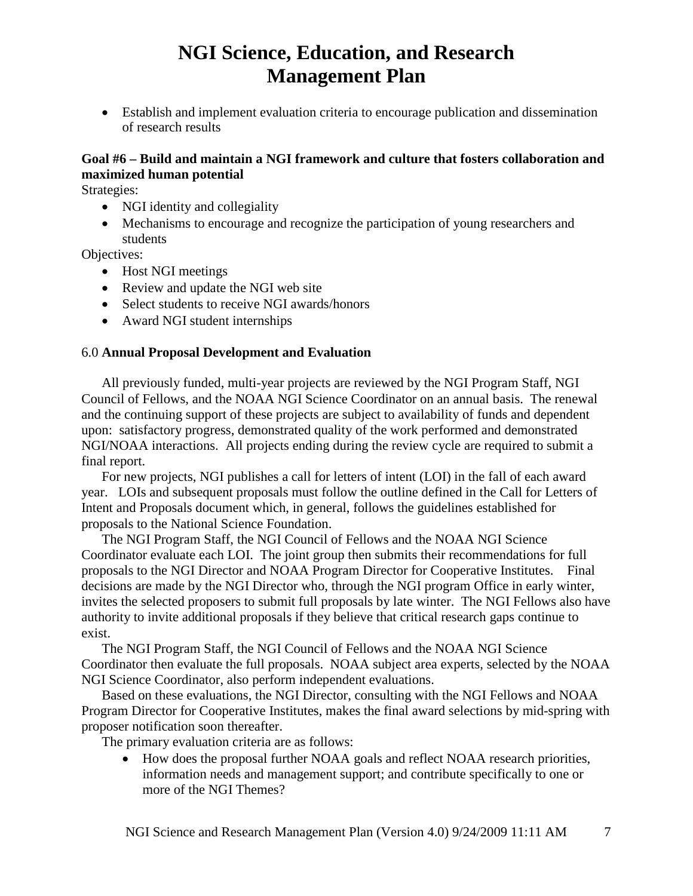- Establish and implement evaluation criteria to encourage publication and dissemination of research results

**Goal #6 – Build and maintain a NGI framework and culture that fosters collaboration and maximized human potential**

Strategies:

- NGI identity and collegiality
- Mechanisms to encourage and recognize the participation of young researchers and students

Objectives:

- Host NGI meetings
- Review and update the NGI web site
- Select students to receive NGI awards/honors
- Award NGI student internships

## 6.0 **Annual Proposal Development and Evaluation**

All previously funded, multi-year projects are reviewed by the NGI Program Staff, NGI Council of Fellows, and the NOAA NGI Science Coordinator on an annual basis. The renewal and the continuing support of these projects are subject to availability of funds and dependent upon: satisfactory progress, demonstrated quality of the work performed and demonstrated NGI/NOAA interactions. All projects ending during the review cycle are required to submit a final report.

For new projects, NGI publishes a call for letters of intent (LOI) in the fall of each award year. LOIs and subsequent proposals must follow the outline defined in the Call for Letters of Intent and Proposals document which, in general, follows the guidelines established for proposals to the National Science Foundation.

The NGI Program Staff, the NGI Council of Fellows and the NOAA NGI Science Coordinator evaluate each LOI. The joint group then submits their recommendations for full proposals to the NGI Director and NOAA Program Director for Cooperative Institutes. Final decisions are made by the NGI Director who, through the NGI program Office in early winter, invites the selected proposers to submit full proposals by late winter. The NGI Fellows also have authority to invite additional proposals if they believe that critical research gaps continue to exist.

The NGI Program Staff, the NGI Council of Fellows and the NOAA NGI Science Coordinator then evaluate the full proposals. NOAA subject area experts, selected by the NOAA NGI Science Coordinator, also perform independent evaluations.

Based on these evaluations, the NGI Director, consulting with the NGI Fellows and NOAA Program Director for Cooperative Institutes, makes the final award selections by mid-spring with proposer notification soon thereafter.

The primary evaluation criteria are as follows:

- How does the proposal further NOAA goals and reflect NOAA research priorities, information needs and management support; and contribute specifically to one or more of the NGI Themes?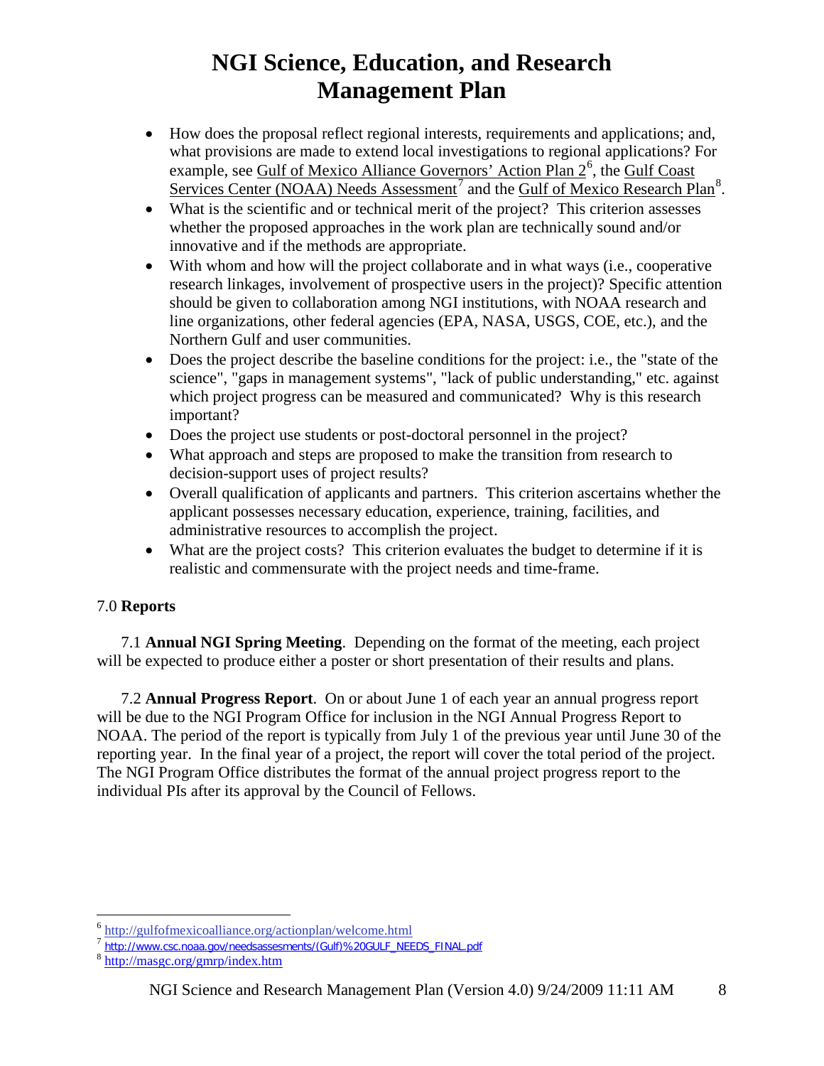- How does the proposal reflect regional interests, requirements and applications; and, what provisions are made to extend local investigations to regional applications? For example, see Gulf of Mexico Alliance Governors' Action Plan 2[6], the Gulf Coast Services Center (NOAA) Needs Assessment[7] and the Gulf of Mexico Research Plan[8].
- What is the scientific and or technical merit of the project? This criterion assesses whether the proposed approaches in the work plan are technically sound and/or innovative and if the methods are appropriate.
- With whom and how will the project collaborate and in what ways (i.e., cooperative research linkages, involvement of prospective users in the project)? Specific attention should be given to collaboration among NGI institutions, with NOAA research and line organizations, other federal agencies (EPA, NASA, USGS, COE, etc.), and the Northern Gulf and user communities.
- Does the project describe the baseline conditions for the project: i.e., the "state of the science", "gaps in management systems", "lack of public understanding," etc. against which project progress can be measured and communicated? Why is this research important?
- Does the project use students or post-doctoral personnel in the project?
- What approach and steps are proposed to make the transition from research to decision-support uses of project results?
- Overall qualification of applicants and partners. This criterion ascertains whether the applicant possesses necessary education, experience, training, facilities, and administrative resources to accomplish the project.
- What are the project costs? This criterion evaluates the budget to determine if it is realistic and commensurate with the project needs and time-frame.

## 7.0 Reports

7.1 **Annual NGI Spring Meeting**. Depending on the format of the meeting, each project will be expected to produce either a poster or short presentation of their results and plans.

7.2 **Annual Progress Report**. On or about June 1 of each year an annual progress report will be due to the NGI Program Office for inclusion in the NGI Annual Progress Report to NOAA. The period of the report is typically from July 1 of the previous year until June 30 of the reporting year. In the final year of a project, the report will cover the total period of the project. The NGI Program Office distributes the format of the annual project progress report to the individual PIs after its approval by the Council of Fellows.

---

[6] http://gulfofmexicoalliance.org/actionplan/welcome.html

[7] http://www.csc.noaa.gov/needsassesments/(Gulf)%20GULF_NEEDS_FINAL.pdf

[8] http://masgc.org/gmrp/index.htm